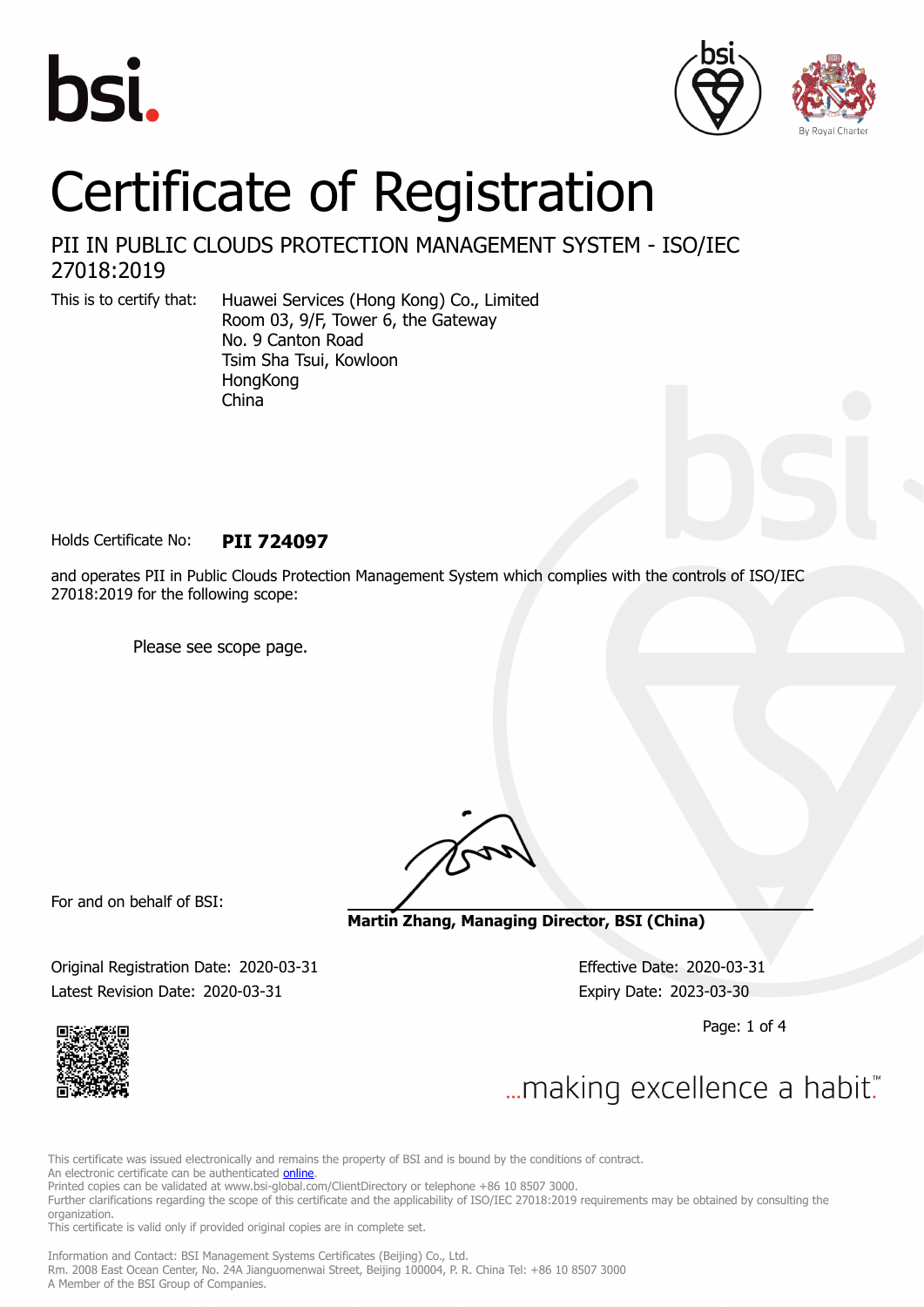# Certificate of Registration

## PII IN PUBLIC CLOUDS PROTECTION MANAGEMENT SYSTEM - ISO/IEC 27018:2019

This is to certify that:

Huawei Services (Hong Kong) Co., Limited
Room 03, 9/F, Tower 6, the Gateway
No. 9 Canton Road
Tsim Sha Tsui, Kowloon
HongKong
China

Holds Certificate No: **PII 724097**

and operates PII in Public Clouds Protection Management System which complies with the controls of ISO/IEC 27018:2019 for the following scope:

Please see scope page.

For and on behalf of BSI:

**Martin Zhang, Managing Director, BSI (China)**

Original Registration Date: 2020-03-31

Effective Date: 2020-03-31

Latest Revision Date: 2020-03-31

Expiry Date: 2023-03-30

...making excellence a habit.™

This certificate was issued electronically and remains the property of BSI and is bound by the conditions of contract.
An electronic certificate can be authenticated online.
Printed copies can be validated at www.bsi-global.com/ClientDirectory or telephone +86 10 8507 3000.
Further clarifications regarding the scope of this certificate and the applicability of ISO/IEC 27018:2019 requirements may be obtained by consulting the organization.
This certificate is valid only if provided original copies are in complete set.

Information and Contact: BSI Management Systems Certificates (Beijing) Co., Ltd.
Rm. 2008 East Ocean Center, No. 24A Jianguomenwai Street, Beijing 100004, P. R. China Tel: +86 10 8507 3000
A Member of the BSI Group of Companies.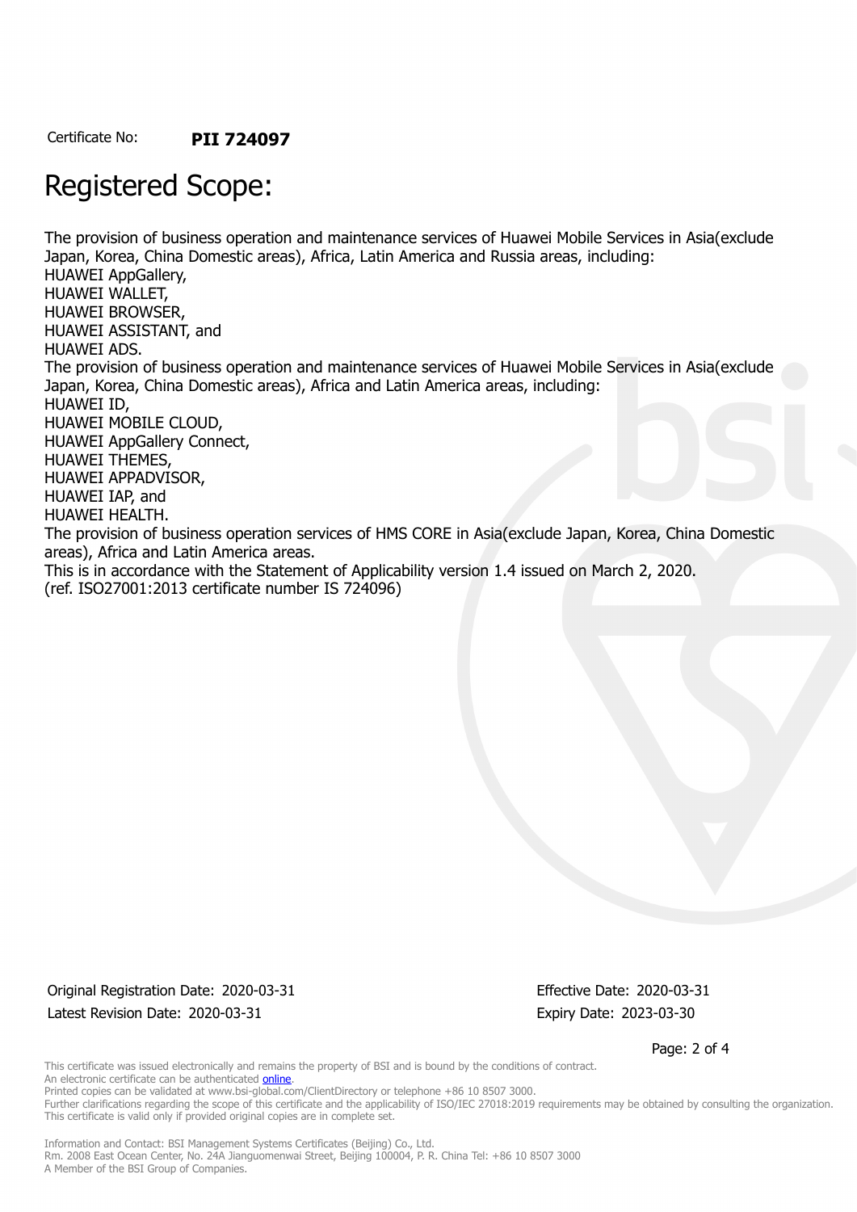Certificate No: **PII 724097**

# Registered Scope:

The provision of business operation and maintenance services of Huawei Mobile Services in Asia(exclude Japan, Korea, China Domestic areas), Africa, Latin America and Russia areas, including:
HUAWEI AppGallery,
HUAWEI WALLET,
HUAWEI BROWSER,
HUAWEI ASSISTANT, and
HUAWEI ADS.
The provision of business operation and maintenance services of Huawei Mobile Services in Asia(exclude Japan, Korea, China Domestic areas), Africa and Latin America areas, including:
HUAWEI ID,
HUAWEI MOBILE CLOUD,
HUAWEI AppGallery Connect,
HUAWEI THEMES,
HUAWEI APPADVISOR,
HUAWEI IAP, and
HUAWEI HEALTH.
The provision of business operation services of HMS CORE in Asia(exclude Japan, Korea, China Domestic areas), Africa and Latin America areas.
This is in accordance with the Statement of Applicability version 1.4 issued on March 2, 2020.
(ref. ISO27001:2013 certificate number IS 724096)

Original Registration Date: 2020-03-31 Effective Date: 2020-03-31
Latest Revision Date: 2020-03-31 Expiry Date: 2023-03-30

This certificate was issued electronically and remains the property of BSI and is bound by the conditions of contract.
An electronic certificate can be authenticated online.
Printed copies can be validated at www.bsi-global.com/ClientDirectory or telephone +86 10 8507 3000.
Further clarifications regarding the scope of this certificate and the applicability of ISO/IEC 27018:2019 requirements may be obtained by consulting the organization.
This certificate is valid only if provided original copies are in complete set.

Information and Contact: BSI Management Systems Certificates (Beijing) Co., Ltd.
Rm. 2008 East Ocean Center, No. 24A Jianguomenwai Street, Beijing 100004, P. R. China Tel: +86 10 8507 3000
A Member of the BSI Group of Companies.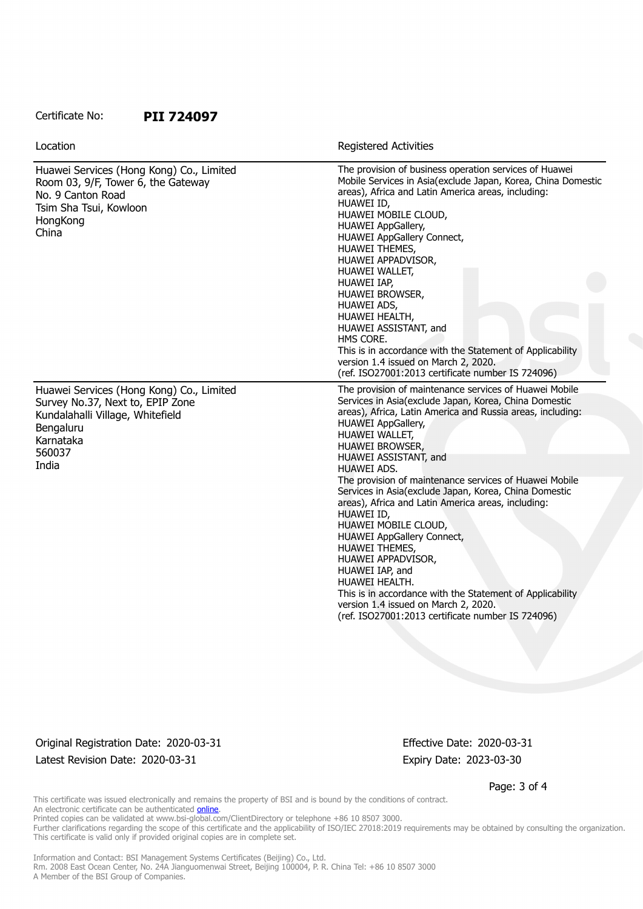Certificate No: **PII 724097**

| Location | Registered Activities |
| --- | --- |
| Huawei Services (Hong Kong) Co., Limited<br>Room 03, 9/F, Tower 6, the Gateway<br>No. 9 Canton Road<br>Tsim Sha Tsui, Kowloon<br>HongKong<br>China | The provision of business operation services of Huawei Mobile Services in Asia(exclude Japan, Korea, China Domestic areas), Africa and Latin America areas, including:<br>HUAWEI ID,<br>HUAWEI MOBILE CLOUD,<br>HUAWEI AppGallery,<br>HUAWEI AppGallery Connect,<br>HUAWEI THEMES,<br>HUAWEI APPADVISOR,<br>HUAWEI WALLET,<br>HUAWEI IAP,<br>HUAWEI BROWSER,<br>HUAWEI ADS,<br>HUAWEI HEALTH,<br>HUAWEI ASSISTANT, and<br>HMS CORE.<br>This is in accordance with the Statement of Applicability version 1.4 issued on March 2, 2020.<br>(ref. ISO27001:2013 certificate number IS 724096) |
| Huawei Services (Hong Kong) Co., Limited<br>Survey No.37, Next to, EPIP Zone<br>Kundalahalli Village, Whitefield<br>Bengaluru<br>Karnataka<br>560037<br>India | The provision of maintenance services of Huawei Mobile Services in Asia(exclude Japan, Korea, China Domestic areas), Africa, Latin America and Russia areas, including:<br>HUAWEI AppGallery,<br>HUAWEI WALLET,<br>HUAWEI BROWSER,<br>HUAWEI ASSISTANT, and<br>HUAWEI ADS.<br>The provision of maintenance services of Huawei Mobile Services in Asia(exclude Japan, Korea, China Domestic areas), Africa and Latin America areas, including:<br>HUAWEI ID,<br>HUAWEI MOBILE CLOUD,<br>HUAWEI AppGallery Connect,<br>HUAWEI THEMES,<br>HUAWEI APPADVISOR,<br>HUAWEI IAP, and<br>HUAWEI HEALTH.<br>This is in accordance with the Statement of Applicability version 1.4 issued on March 2, 2020.<br>(ref. ISO27001:2013 certificate number IS 724096) |

Original Registration Date: 2020-03-31
Latest Revision Date: 2020-03-31

Effective Date: 2020-03-31
Expiry Date: 2023-03-30

This certificate was issued electronically and remains the property of BSI and is bound by the conditions of contract.
An electronic certificate can be authenticated online.
Printed copies can be validated at www.bsi-global.com/ClientDirectory or telephone +86 10 8507 3000.
Further clarifications regarding the scope of this certificate and the applicability of ISO/IEC 27018:2019 requirements may be obtained by consulting the organization.
This certificate is valid only if provided original copies are in complete set.

Information and Contact: BSI Management Systems Certificates (Beijing) Co., Ltd.
Rm. 2008 East Ocean Center, No. 24A Jianguomenwai Street, Beijing 100004, P. R. China Tel: +86 10 8507 3000
A Member of the BSI Group of Companies.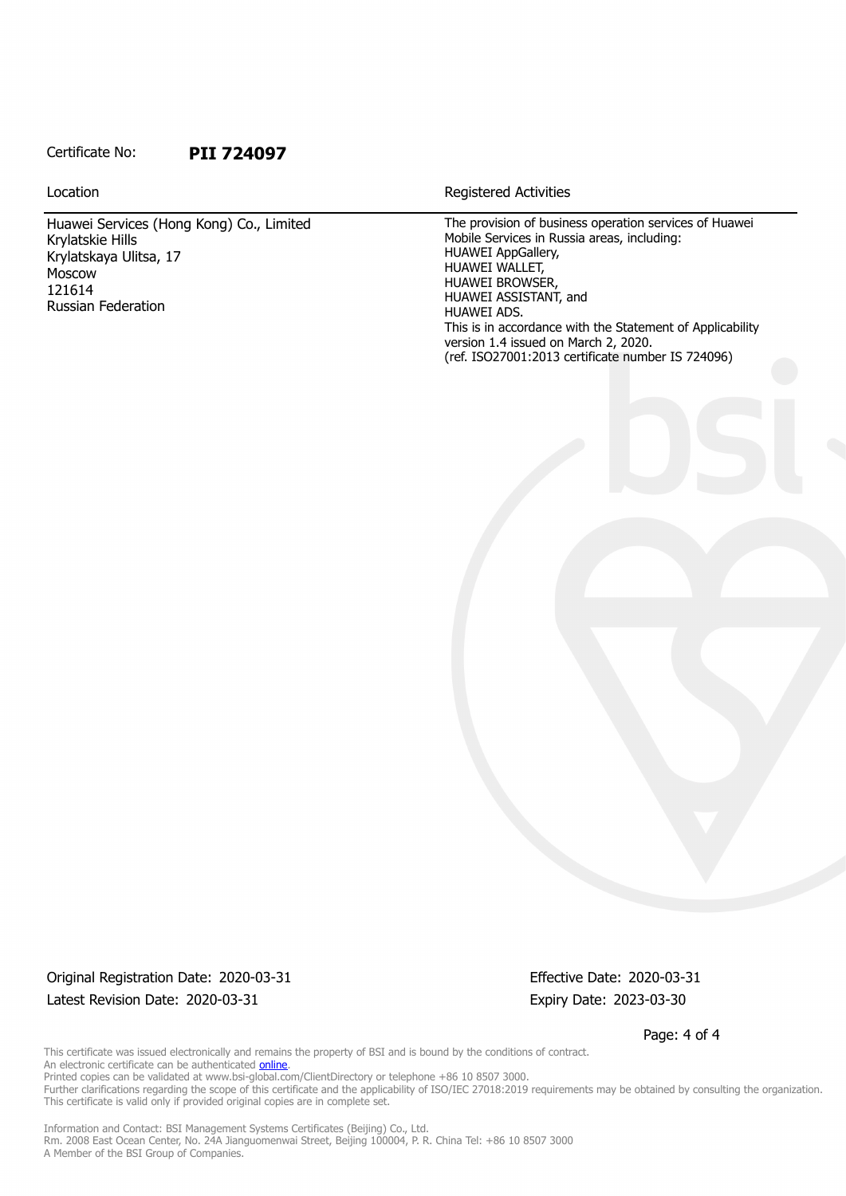Certificate No: **PII 724097**

| Location | Registered Activities |
| --- | --- |
| Huawei Services (Hong Kong) Co., Limited<br>Krylatskie Hills<br>Krylatskaya Ulitsa, 17<br>Moscow<br>121614<br>Russian Federation | The provision of business operation services of Huawei Mobile Services in Russia areas, including:<br>HUAWEI AppGallery,<br>HUAWEI WALLET,<br>HUAWEI BROWSER,<br>HUAWEI ASSISTANT, and<br>HUAWEI ADS.<br>This is in accordance with the Statement of Applicability version 1.4 issued on March 2, 2020.<br>(ref. ISO27001:2013 certificate number IS 724096) |

Original Registration Date: 2020-03-31

Latest Revision Date: 2020-03-31

Effective Date: 2020-03-31

Expiry Date: 2023-03-30

This certificate was issued electronically and remains the property of BSI and is bound by the conditions of contract.
An electronic certificate can be authenticated online.
Printed copies can be validated at www.bsi-global.com/ClientDirectory or telephone +86 10 8507 3000.
Further clarifications regarding the scope of this certificate and the applicability of ISO/IEC 27018:2019 requirements may be obtained by consulting the organization.
This certificate is valid only if provided original copies are in complete set.

Information and Contact: BSI Management Systems Certificates (Beijing) Co., Ltd.
Rm. 2008 East Ocean Center, No. 24A Jianguomenwai Street, Beijing 100004, P. R. China Tel: +86 10 8507 3000
A Member of the BSI Group of Companies.